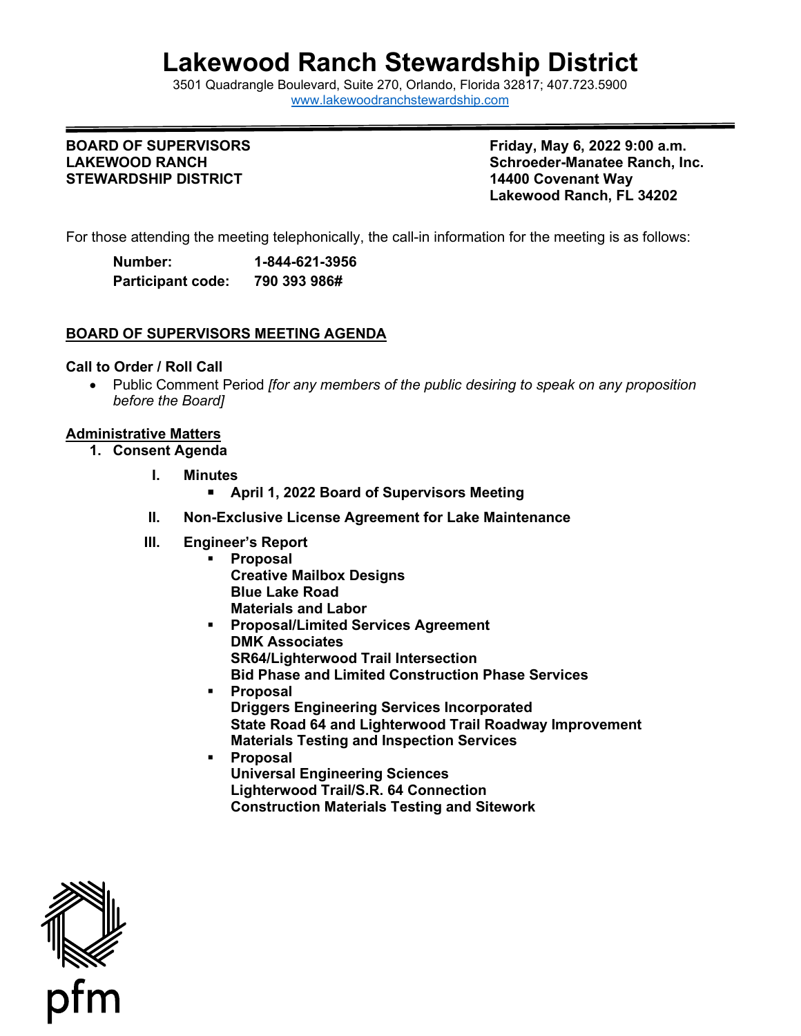# Lakewood Ranch Stewardship District

3501 Quadrangle Boulevard, Suite 270, Orlando, Florida 32817; 407.723.5900
www.lakewoodranchstewardship.com

**BOARD OF SUPERVISORS**
**LAKEWOOD RANCH**
**STEWARDSHIP DISTRICT**

**Friday, May 6, 2022 9:00 a.m.**
**Schroeder-Manatee Ranch, Inc.**
**14400 Covenant Way**
**Lakewood Ranch, FL 34202**

For those attending the meeting telephonically, the call-in information for the meeting is as follows:

**Number:** **1-844-621-3956**
**Participant code:** **790 393 986#**

## BOARD OF SUPERVISORS MEETING AGENDA

**Call to Order / Roll Call**

- Public Comment Period *[for any members of the public desiring to speak on any proposition before the Board]*

**Administrative Matters**

1. **Consent Agenda**

   I. **Minutes**
      - **April 1, 2022 Board of Supervisors Meeting**

   II. **Non-Exclusive License Agreement for Lake Maintenance**

   III. **Engineer's Report**
      - **Proposal**
        **Creative Mailbox Designs**
        **Blue Lake Road**
        **Materials and Labor**
      - **Proposal/Limited Services Agreement**
        **DMK Associates**
        **SR64/Lighterwood Trail Intersection**
        **Bid Phase and Limited Construction Phase Services**
      - **Proposal**
        **Driggers Engineering Services Incorporated**
        **State Road 64 and Lighterwood Trail Roadway Improvement**
        **Materials Testing and Inspection Services**
      - **Proposal**
        **Universal Engineering Sciences**
        **Lighterwood Trail/S.R. 64 Connection**
        **Construction Materials Testing and Sitework**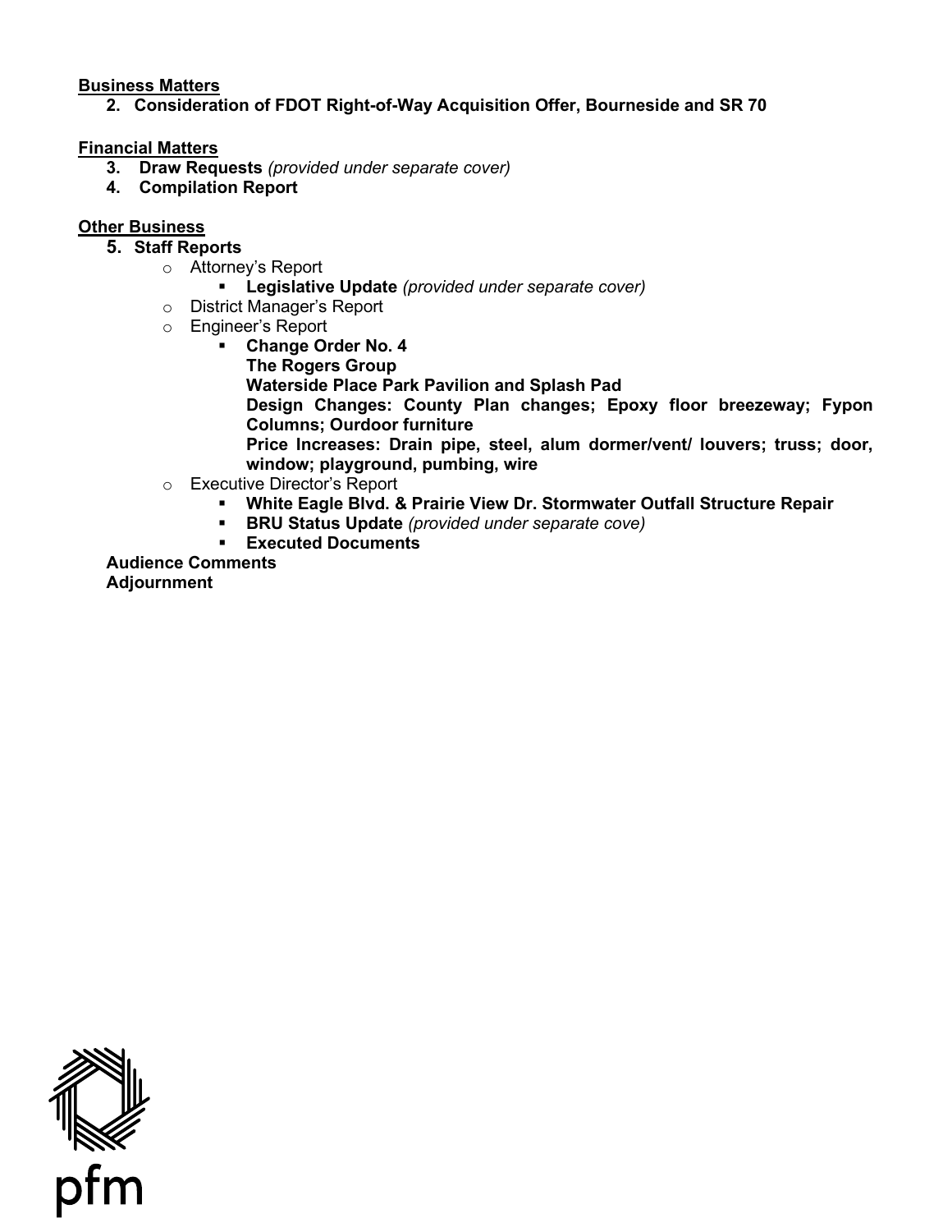**<u>Business Matters</u>**

2. **Consideration of FDOT Right-of-Way Acquisition Offer, Bourneside and SR 70**

**<u>Financial Matters</u>**

3. **Draw Requests** *(provided under separate cover)*
4. **Compilation Report**

**<u>Other Business</u>**

5. **Staff Reports**
   - Attorney's Report
     - **Legislative Update** *(provided under separate cover)*
   - District Manager's Report
   - Engineer's Report
     - **Change Order No. 4**
       **The Rogers Group**
       **Waterside Place Park Pavilion and Splash Pad**
       **Design Changes: County Plan changes; Epoxy floor breezeway; Fypon Columns; Ourdoor furniture**
       **Price Increases: Drain pipe, steel, alum dormer/vent/ louvers; truss; door, window; playground, pumbing, wire**
   - Executive Director's Report
     - **White Eagle Blvd. & Prairie View Dr. Stormwater Outfall Structure Repair**
     - **BRU Status Update** *(provided under separate cove)*
     - **Executed Documents**

**Audience Comments**

**Adjournment**

pfm